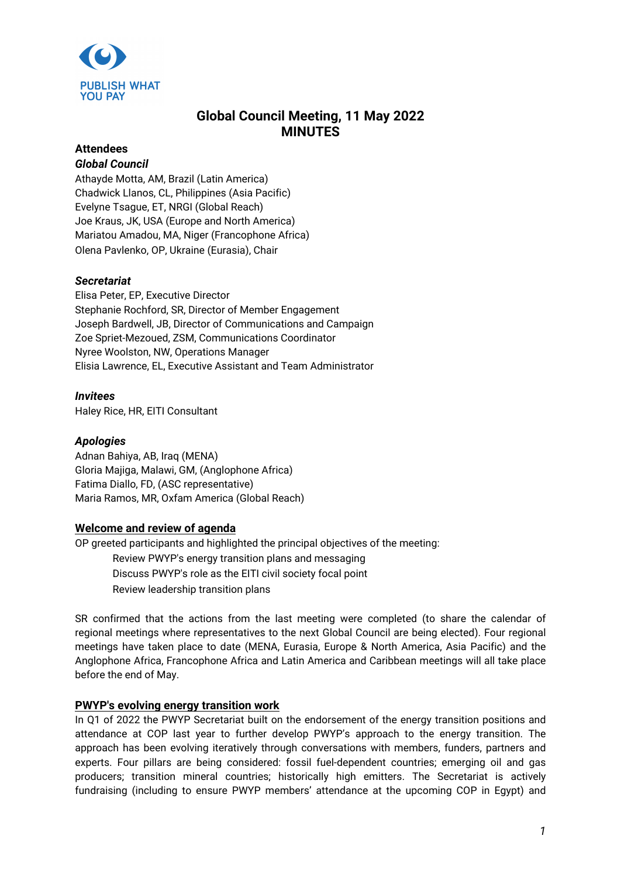PUBLISH WHAT YOU PAY

# Global Council Meeting, 11 May 2022
# MINUTES

## Attendees

### *Global Council*

Athayde Motta, AM, Brazil (Latin America)
Chadwick Llanos, CL, Philippines (Asia Pacific)
Evelyne Tsague, ET, NRGI (Global Reach)
Joe Kraus, JK, USA (Europe and North America)
Mariatou Amadou, MA, Niger (Francophone Africa)
Olena Pavlenko, OP, Ukraine (Eurasia), Chair

### *Secretariat*

Elisa Peter, EP, Executive Director
Stephanie Rochford, SR, Director of Member Engagement
Joseph Bardwell, JB, Director of Communications and Campaign
Zoe Spriet-Mezoued, ZSM, Communications Coordinator
Nyree Woolston, NW, Operations Manager
Elisia Lawrence, EL, Executive Assistant and Team Administrator

### *Invitees*

Haley Rice, HR, EITI Consultant

### *Apologies*

Adnan Bahiya, AB, Iraq (MENA)
Gloria Majiga, Malawi, GM, (Anglophone Africa)
Fatima Diallo, FD, (ASC representative)
Maria Ramos, MR, Oxfam America (Global Reach)

## Welcome and review of agenda

OP greeted participants and highlighted the principal objectives of the meeting:

- Review PWYP's energy transition plans and messaging
- Discuss PWYP's role as the EITI civil society focal point
- Review leadership transition plans

SR confirmed that the actions from the last meeting were completed (to share the calendar of regional meetings where representatives to the next Global Council are being elected). Four regional meetings have taken place to date (MENA, Eurasia, Europe & North America, Asia Pacific) and the Anglophone Africa, Francophone Africa and Latin America and Caribbean meetings will all take place before the end of May.

## PWYP's evolving energy transition work

In Q1 of 2022 the PWYP Secretariat built on the endorsement of the energy transition positions and attendance at COP last year to further develop PWYP's approach to the energy transition. The approach has been evolving iteratively through conversations with members, funders, partners and experts. Four pillars are being considered: fossil fuel-dependent countries; emerging oil and gas producers; transition mineral countries; historically high emitters. The Secretariat is actively fundraising (including to ensure PWYP members' attendance at the upcoming COP in Egypt) and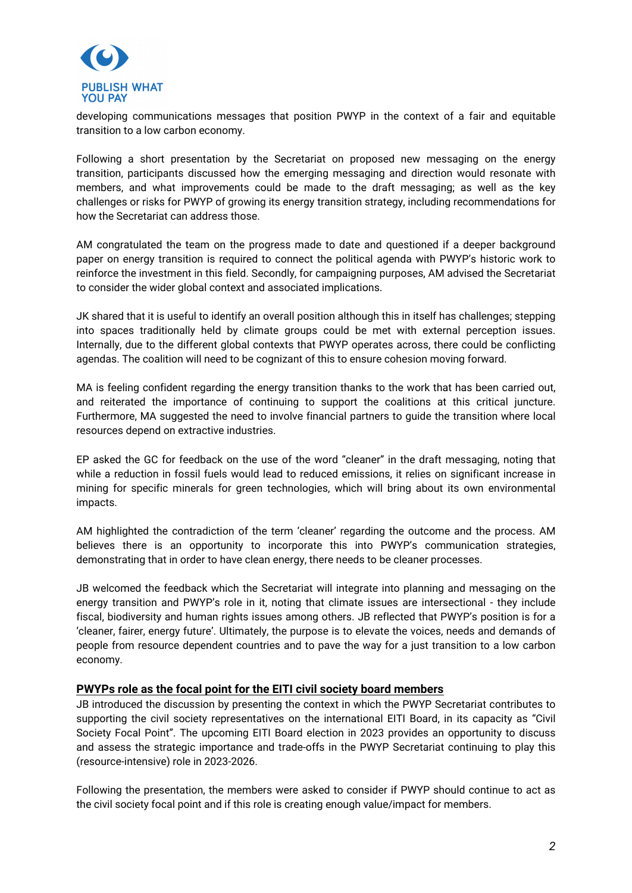developing communications messages that position PWYP in the context of a fair and equitable transition to a low carbon economy.

Following a short presentation by the Secretariat on proposed new messaging on the energy transition, participants discussed how the emerging messaging and direction would resonate with members, and what improvements could be made to the draft messaging; as well as the key challenges or risks for PWYP of growing its energy transition strategy, including recommendations for how the Secretariat can address those.

AM congratulated the team on the progress made to date and questioned if a deeper background paper on energy transition is required to connect the political agenda with PWYP's historic work to reinforce the investment in this field. Secondly, for campaigning purposes, AM advised the Secretariat to consider the wider global context and associated implications.

JK shared that it is useful to identify an overall position although this in itself has challenges; stepping into spaces traditionally held by climate groups could be met with external perception issues. Internally, due to the different global contexts that PWYP operates across, there could be conflicting agendas. The coalition will need to be cognizant of this to ensure cohesion moving forward.

MA is feeling confident regarding the energy transition thanks to the work that has been carried out, and reiterated the importance of continuing to support the coalitions at this critical juncture. Furthermore, MA suggested the need to involve financial partners to guide the transition where local resources depend on extractive industries.

EP asked the GC for feedback on the use of the word "cleaner" in the draft messaging, noting that while a reduction in fossil fuels would lead to reduced emissions, it relies on significant increase in mining for specific minerals for green technologies, which will bring about its own environmental impacts.

AM highlighted the contradiction of the term 'cleaner' regarding the outcome and the process. AM believes there is an opportunity to incorporate this into PWYP's communication strategies, demonstrating that in order to have clean energy, there needs to be cleaner processes.

JB welcomed the feedback which the Secretariat will integrate into planning and messaging on the energy transition and PWYP's role in it, noting that climate issues are intersectional - they include fiscal, biodiversity and human rights issues among others. JB reflected that PWYP's position is for a 'cleaner, fairer, energy future'. Ultimately, the purpose is to elevate the voices, needs and demands of people from resource dependent countries and to pave the way for a just transition to a low carbon economy.

## PWYPs role as the focal point for the EITI civil society board members

JB introduced the discussion by presenting the context in which the PWYP Secretariat contributes to supporting the civil society representatives on the international EITI Board, in its capacity as "Civil Society Focal Point". The upcoming EITI Board election in 2023 provides an opportunity to discuss and assess the strategic importance and trade-offs in the PWYP Secretariat continuing to play this (resource-intensive) role in 2023-2026.

Following the presentation, the members were asked to consider if PWYP should continue to act as the civil society focal point and if this role is creating enough value/impact for members.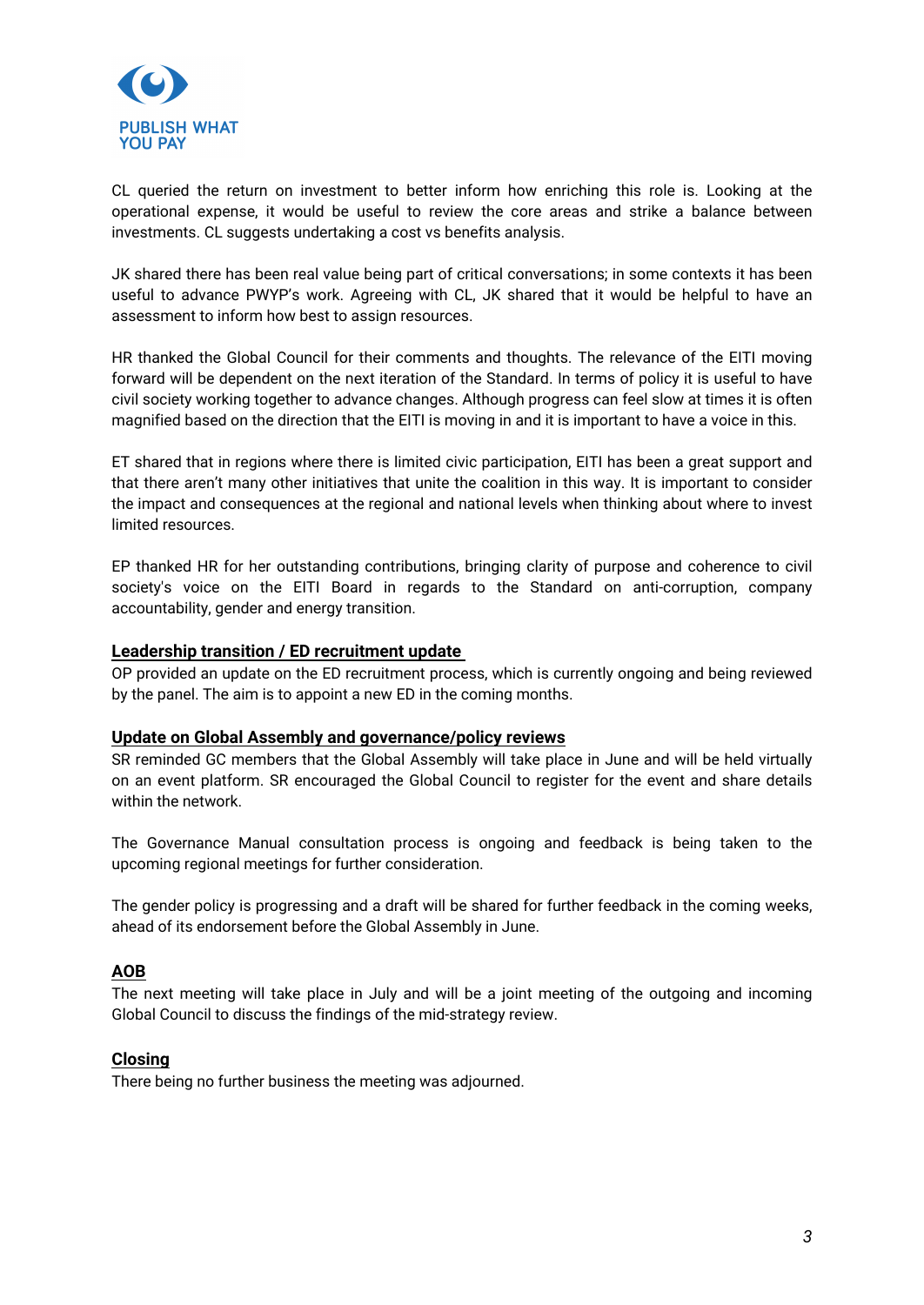CL queried the return on investment to better inform how enriching this role is. Looking at the operational expense, it would be useful to review the core areas and strike a balance between investments. CL suggests undertaking a cost vs benefits analysis.

JK shared there has been real value being part of critical conversations; in some contexts it has been useful to advance PWYP's work. Agreeing with CL, JK shared that it would be helpful to have an assessment to inform how best to assign resources.

HR thanked the Global Council for their comments and thoughts. The relevance of the EITI moving forward will be dependent on the next iteration of the Standard. In terms of policy it is useful to have civil society working together to advance changes. Although progress can feel slow at times it is often magnified based on the direction that the EITI is moving in and it is important to have a voice in this.

ET shared that in regions where there is limited civic participation, EITI has been a great support and that there aren't many other initiatives that unite the coalition in this way. It is important to consider the impact and consequences at the regional and national levels when thinking about where to invest limited resources.

EP thanked HR for her outstanding contributions, bringing clarity of purpose and coherence to civil society's voice on the EITI Board in regards to the Standard on anti-corruption, company accountability, gender and energy transition.

**Leadership transition / ED recruitment update**

OP provided an update on the ED recruitment process, which is currently ongoing and being reviewed by the panel. The aim is to appoint a new ED in the coming months.

**Update on Global Assembly and governance/policy reviews**

SR reminded GC members that the Global Assembly will take place in June and will be held virtually on an event platform. SR encouraged the Global Council to register for the event and share details within the network.

The Governance Manual consultation process is ongoing and feedback is being taken to the upcoming regional meetings for further consideration.

The gender policy is progressing and a draft will be shared for further feedback in the coming weeks, ahead of its endorsement before the Global Assembly in June.

**AOB**

The next meeting will take place in July and will be a joint meeting of the outgoing and incoming Global Council to discuss the findings of the mid-strategy review.

**Closing**

There being no further business the meeting was adjourned.